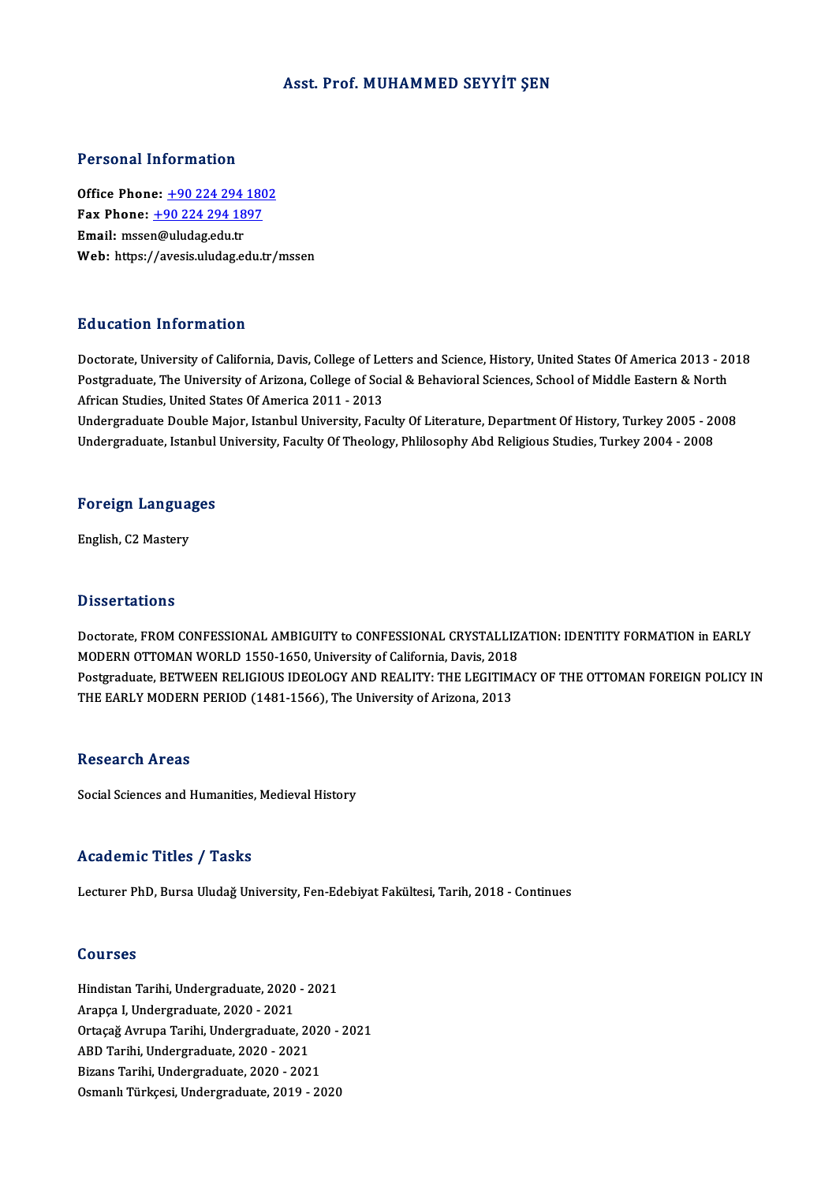# Asst. Prof. MUHAMMED SEYYİT ŞEN

## Personal Information

**Office Phone:** +90 224 294 1802
**Fax Phone:** +90 224 294 1897
**Email:** mssen@uludag.edu.tr
**Web:** https://avesis.uludag.edu.tr/mssen

## Education Information

Doctorate, University of California, Davis, College of Letters and Science, History, United States Of America 2013 - 2018
Postgraduate, The University of Arizona, College of Social & Behavioral Sciences, School of Middle Eastern & North African Studies, United States Of America 2011 - 2013
Undergraduate Double Major, Istanbul University, Faculty Of Literature, Department Of History, Turkey 2005 - 2008
Undergraduate, Istanbul University, Faculty Of Theology, Phlilosophy Abd Religious Studies, Turkey 2004 - 2008

## Foreign Languages

English, C2 Mastery

## Dissertations

Doctorate, FROM CONFESSIONAL AMBIGUITY to CONFESSIONAL CRYSTALLIZATION: IDENTITY FORMATION in EARLY MODERN OTTOMAN WORLD 1550-1650, University of California, Davis, 2018
Postgraduate, BETWEEN RELIGIOUS IDEOLOGY AND REALITY: THE LEGITIMACY OF THE OTTOMAN FOREIGN POLICY IN THE EARLY MODERN PERIOD (1481-1566), The University of Arizona, 2013

## Research Areas

Social Sciences and Humanities, Medieval History

## Academic Titles / Tasks

Lecturer PhD, Bursa Uludağ University, Fen-Edebiyat Fakültesi, Tarih, 2018 - Continues

## Courses

Hindistan Tarihi, Undergraduate, 2020 - 2021
Arapça I, Undergraduate, 2020 - 2021
Ortaçağ Avrupa Tarihi, Undergraduate, 2020 - 2021
ABD Tarihi, Undergraduate, 2020 - 2021
Bizans Tarihi, Undergraduate, 2020 - 2021
Osmanlı Türkçesi, Undergraduate, 2019 - 2020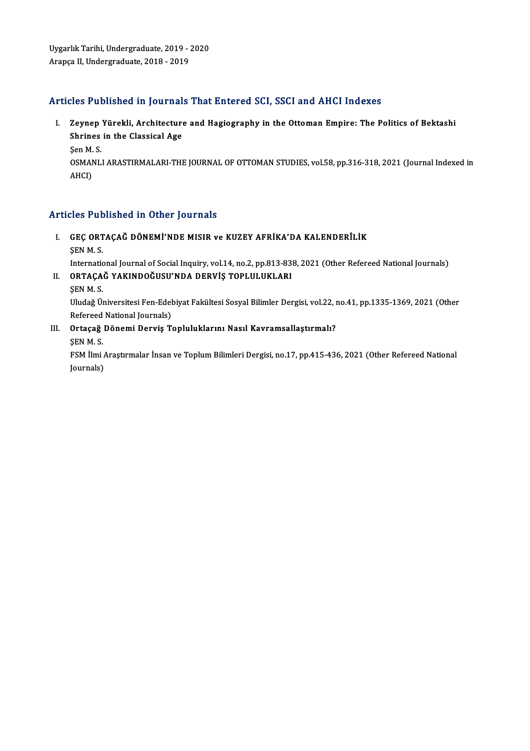Uygarlık Tarihi, Undergraduate, 2019 - 2020
Arapça II, Undergraduate, 2018 - 2019

## Articles Published in Journals That Entered SCI, SSCI and AHCI Indexes

I. **Zeynep Yürekli, Architecture and Hagiography in the Ottoman Empire: The Politics of Bektashi Shrines in the Classical Age**
   Şen M. S.
   OSMANLI ARASTIRMALARI-THE JOURNAL OF OTTOMAN STUDIES, vol.58, pp.316-318, 2021 (Journal Indexed in AHCI)

## Articles Published in Other Journals

I. **GEÇ ORTAÇAĞ DÖNEMİ'NDE MISIR ve KUZEY AFRİKA'DA KALENDERÎLİK**
   ŞEN M. S.
   International Journal of Social Inquiry, vol.14, no.2, pp.813-838, 2021 (Other Refereed National Journals)
II. **ORTAÇAĞ YAKINDOĞUSU'NDA DERVİŞ TOPLULUKLARI**
   ŞEN M. S.
   Uludağ Üniversitesi Fen-Edebiyat Fakültesi Sosyal Bilimler Dergisi, vol.22, no.41, pp.1335-1369, 2021 (Other Refereed National Journals)
III. **Ortaçağ Dönemi Derviş Topluluklarını Nasıl Kavramsallaştırmalı?**
   ŞEN M. S.
   FSM İlmi Araştırmalar İnsan ve Toplum Bilimleri Dergisi, no.17, pp.415-436, 2021 (Other Refereed National Journals)